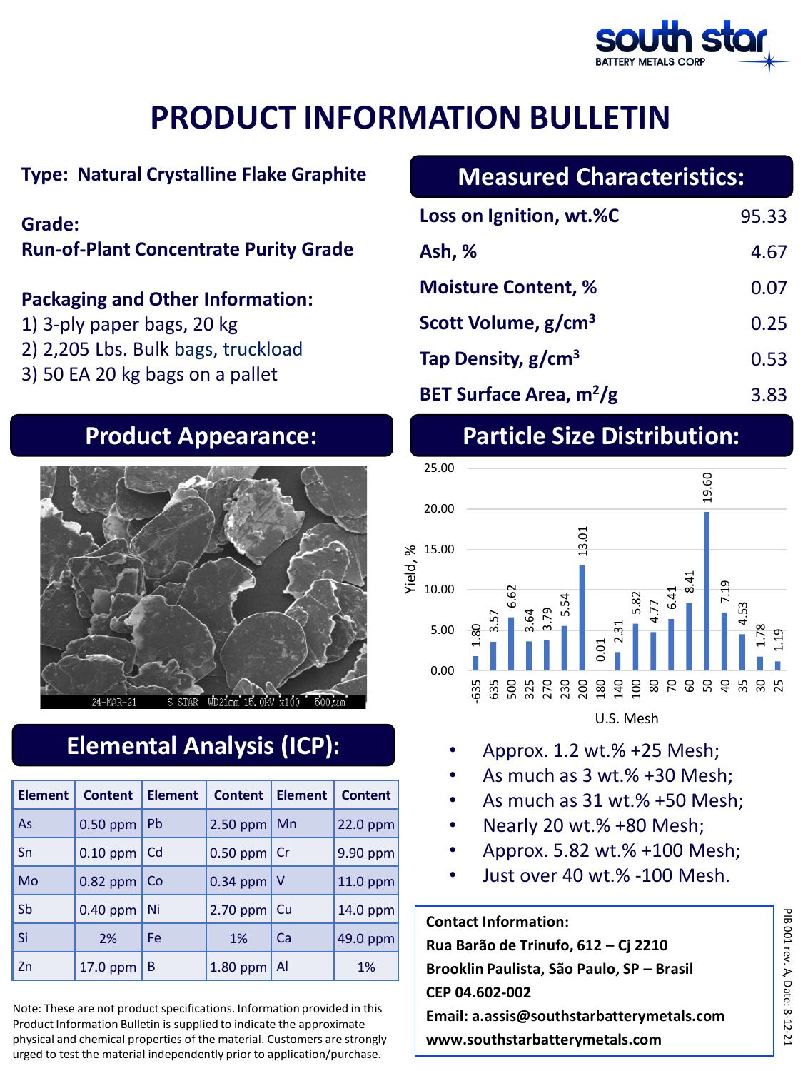# PRODUCT INFORMATION BULLETIN

**Type: Natural Crystalline Flake Graphite**

**Grade:**
**Run-of-Plant Concentrate Purity Grade**

**Packaging and Other Information:**

1) 3-ply paper bags, 20 kg
2) 2,205 Lbs. Bulk bags, truckload
3) 50 EA 20 kg bags on a pallet

## Measured Characteristics:

| Characteristic | Value |
|---|---|
| **Loss on Ignition, wt.%C** | 95.33 |
| **Ash, %** | 4.67 |
| **Moisture Content, %** | 0.07 |
| **Scott Volume, g/cm$^3$** | 0.25 |
| **Tap Density, g/cm$^3$** | 0.53 |
| **BET Surface Area, m$^2$/g** | 3.83 |

## Product Appearance:

24-MAR-21 S STAR WD21mm 15.0kV x100 500μm

## Particle Size Distribution:

| U.S. Mesh | Yield, % |
|---|---|
| -635 | 1.80 |
| 635 | 3.57 |
| 500 | 6.62 |
| 325 | 3.64 |
| 270 | 3.79 |
| 230 | 5.54 |
| 200 | 13.01 |
| 180 | 0.01 |
| 140 | 2.31 |
| 100 | 5.82 |
| 80 | 4.77 |
| 70 | 6.41 |
| 60 | 8.41 |
| 50 | 19.60 |
| 40 | 7.19 |
| 35 | 4.53 |
| 30 | 1.78 |
| 25 | 1.19 |

- Approx. 1.2 wt.% +25 Mesh;
- As much as 3 wt.% +30 Mesh;
- As much as 31 wt.% +50 Mesh;
- Nearly 20 wt.% +80 Mesh;
- Approx. 5.82 wt.% +100 Mesh;
- Just over 40 wt.% -100 Mesh.

## Elemental Analysis (ICP):

| Element | Content | Element | Content | Element | Content |
|---|---|---|---|---|---|
| As | 0.50 ppm | Pb | 2.50 ppm | Mn | 22.0 ppm |
| Sn | 0.10 ppm | Cd | 0.50 ppm | Cr | 9.90 ppm |
| Mo | 0.82 ppm | Co | 0.34 ppm | V | 11.0 ppm |
| Sb | 0.40 ppm | Ni | 2.70 ppm | Cu | 14.0 ppm |
| Si | 2% | Fe | 1% | Ca | 49.0 ppm |
| Zn | 17.0 ppm | B | 1.80 ppm | Al | 1% |

Note: These are not product specifications. Information provided in this Product Information Bulletin is supplied to indicate the approximate physical and chemical properties of the material. Customers are strongly urged to test the material independently prior to application/purchase.

**Contact Information:**
**Rua Barão de Trinufo, 612 – Cj 2210**
**Brooklin Paulista, São Paulo, SP – Brasil**
**CEP 04.602-002**
**Email: a.assis@southstarbatterymetals.com**
**www.southstarbatterymetals.com**

PIB 001 rev. A, Date: 8-12-21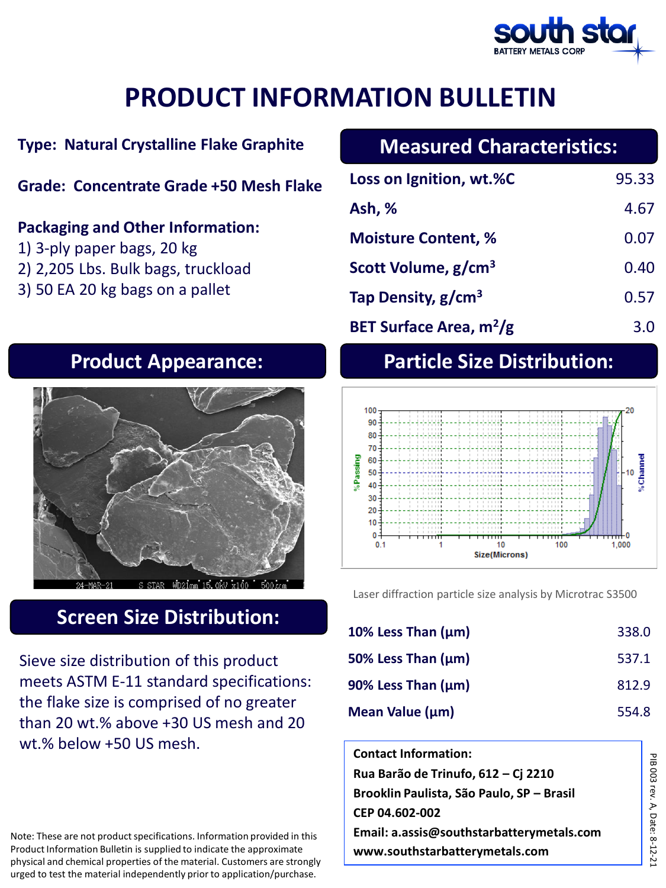south star
BATTERY METALS CORP

# PRODUCT INFORMATION BULLETIN

**Type: Natural Crystalline Flake Graphite**

**Grade: Concentrate Grade +50 Mesh Flake**

**Packaging and Other Information:**

1) 3-ply paper bags, 20 kg
2) 2,205 Lbs. Bulk bags, truckload
3) 50 EA 20 kg bags on a pallet

## Measured Characteristics:

| | |
|---|---|
| **Loss on Ignition, wt.%C** | 95.33 |
| **Ash, %** | 4.67 |
| **Moisture Content, %** | 0.07 |
| **Scott Volume, g/cm$^3$** | 0.40 |
| **Tap Density, g/cm$^3$** | 0.57 |
| **BET Surface Area, m$^2$/g** | 3.0 |

## Product Appearance:

## Particle Size Distribution:

Laser diffraction particle size analysis by Microtrac S3500

| | |
|---|---|
| **10% Less Than (µm)** | 338.0 |
| **50% Less Than (µm)** | 537.1 |
| **90% Less Than (µm)** | 812.9 |
| **Mean Value (µm)** | 554.8 |

## Screen Size Distribution:

Sieve size distribution of this product meets ASTM E-11 standard specifications: the flake size is comprised of no greater than 20 wt.% above +30 US mesh and 20 wt.% below +50 US mesh.

**Contact Information:**
**Rua Barão de Trinufo, 612 – Cj 2210**
**Brooklin Paulista, São Paulo, SP – Brasil**
**CEP 04.602-002**
**Email: a.assis@southstarbatterymetals.com**
**www.southstarbatterymetals.com**

Note: These are not product specifications. Information provided in this Product Information Bulletin is supplied to indicate the approximate physical and chemical properties of the material. Customers are strongly urged to test the material independently prior to application/purchase.

PIB 003 rev. A, Date: 8-12-21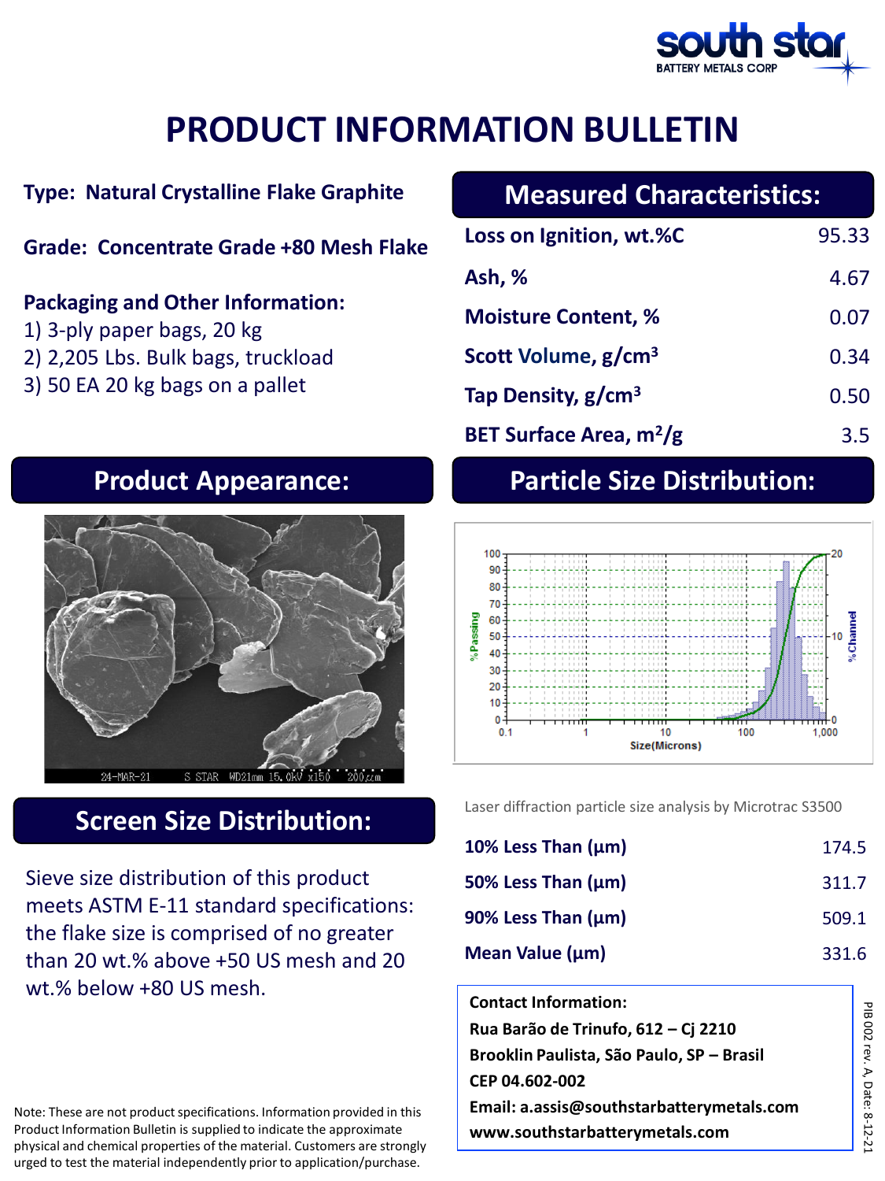south star
BATTERY METALS CORP

# PRODUCT INFORMATION BULLETIN

**Type: Natural Crystalline Flake Graphite**

**Grade: Concentrate Grade +80 Mesh Flake**

**Packaging and Other Information:**
1) 3-ply paper bags, 20 kg
2) 2,205 Lbs. Bulk bags, truckload
3) 50 EA 20 kg bags on a pallet

## Measured Characteristics:

| | |
|---|---|
| **Loss on Ignition, wt.%C** | 95.33 |
| **Ash, %** | 4.67 |
| **Moisture Content, %** | 0.07 |
| **Scott Volume, g/cm$^3$** | 0.34 |
| **Tap Density, g/cm$^3$** | 0.50 |
| **BET Surface Area, m$^2$/g** | 3.5 |

## Product Appearance:

## Particle Size Distribution:

Laser diffraction particle size analysis by Microtrac S3500

| | |
|---|---|
| **10% Less Than (µm)** | 174.5 |
| **50% Less Than (µm)** | 311.7 |
| **90% Less Than (µm)** | 509.1 |
| **Mean Value (µm)** | 331.6 |

## Screen Size Distribution:

Sieve size distribution of this product meets ASTM E-11 standard specifications: the flake size is comprised of no greater than 20 wt.% above +50 US mesh and 20 wt.% below +80 US mesh.

**Contact Information:**
**Rua Barão de Trinufo, 612 – Cj 2210**
**Brooklin Paulista, São Paulo, SP – Brasil**
**CEP 04.602-002**
**Email: a.assis@southstarbatterymetals.com**
**www.southstarbatterymetals.com**

PIB 002 rev. A, Date: 8-12-21

Note: These are not product specifications. Information provided in this Product Information Bulletin is supplied to indicate the approximate physical and chemical properties of the material. Customers are strongly urged to test the material independently prior to application/purchase.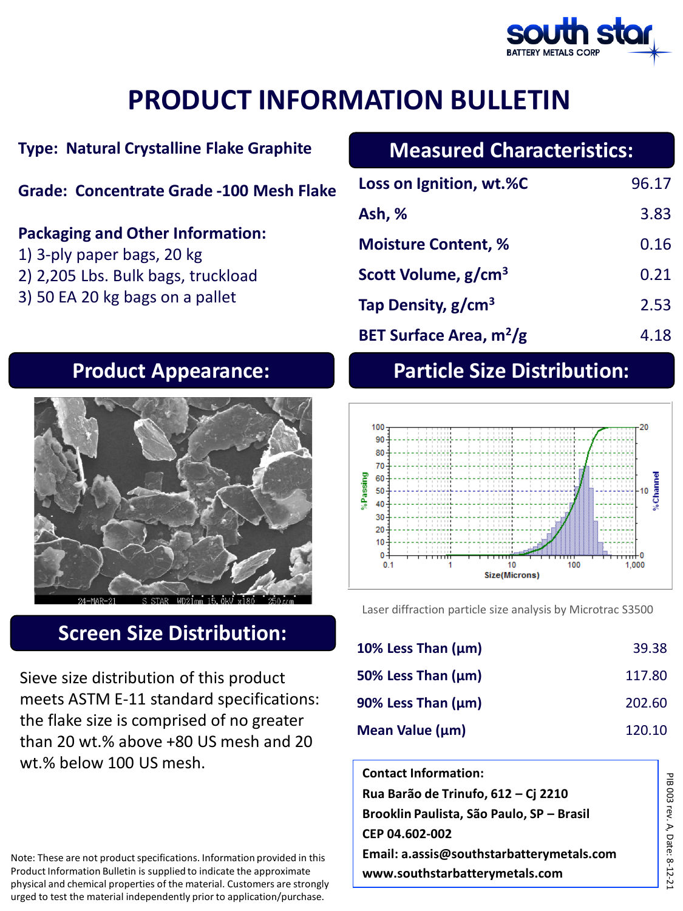south star
BATTERY METALS CORP

# PRODUCT INFORMATION BULLETIN

**Type: Natural Crystalline Flake Graphite**

**Grade: Concentrate Grade -100 Mesh Flake**

**Packaging and Other Information:**

1) 3-ply paper bags, 20 kg
2) 2,205 Lbs. Bulk bags, truckload
3) 50 EA 20 kg bags on a pallet

## Measured Characteristics:

| | |
|---|---|
| **Loss on Ignition, wt.%C** | 96.17 |
| **Ash, %** | 3.83 |
| **Moisture Content, %** | 0.16 |
| **Scott Volume, g/cm³** | 0.21 |
| **Tap Density, g/cm³** | 2.53 |
| **BET Surface Area, m²/g** | 4.18 |

## Product Appearance:

24-MAR-21 S STAR WD21mm 15.0kV x180 250µm

## Particle Size Distribution:

%Passing
%Channel
Size(Microns)
0.1 1 10 100 1,000

Laser diffraction particle size analysis by Microtrac S3500

| | |
|---|---|
| **10% Less Than (µm)** | 39.38 |
| **50% Less Than (µm)** | 117.80 |
| **90% Less Than (µm)** | 202.60 |
| **Mean Value (µm)** | 120.10 |

## Screen Size Distribution:

Sieve size distribution of this product meets ASTM E-11 standard specifications: the flake size is comprised of no greater than 20 wt.% above +80 US mesh and 20 wt.% below 100 US mesh.

**Contact Information:**
**Rua Barão de Trinufo, 612 – Cj 2210**
**Brooklin Paulista, São Paulo, SP – Brasil**
**CEP 04.602-002**
**Email: a.assis@southstarbatterymetals.com**
**www.southstarbatterymetals.com**

Note: These are not product specifications. Information provided in this Product Information Bulletin is supplied to indicate the approximate physical and chemical properties of the material. Customers are strongly urged to test the material independently prior to application/purchase.

PIB 003 rev. A, Date: 8-12-21